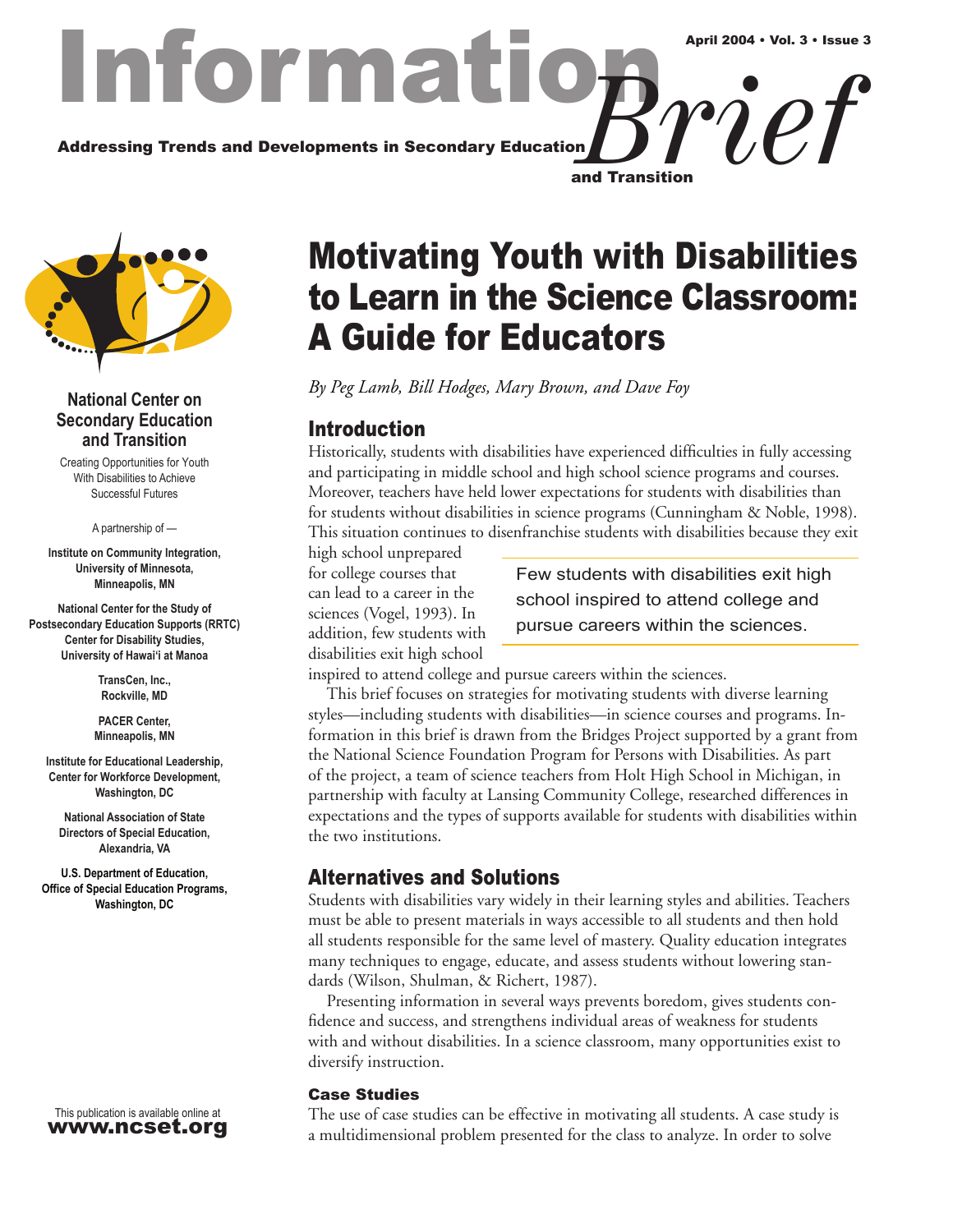# Information Brief

**Addressing Trends and Developments in Secondary Education and Transition**

April 2004 • Vol. 3 • Issue 3

**National Center on Secondary Education and Transition**

Creating Opportunities for Youth With Disabilities to Achieve Successful Futures

A partnership of —

**Institute on Community Integration, University of Minnesota, Minneapolis, MN**

**National Center for the Study of Postsecondary Education Supports (RRTC) Center for Disability Studies, University of Hawai'i at Manoa**

**TransCen, Inc., Rockville, MD**

**PACER Center, Minneapolis, MN**

**Institute for Educational Leadership, Center for Workforce Development, Washington, DC**

**National Association of State Directors of Special Education, Alexandria, VA**

**U.S. Department of Education, Office of Special Education Programs, Washington, DC**

This publication is available online at **www.ncset.org**

## Motivating Youth with Disabilities to Learn in the Science Classroom: A Guide for Educators

*By Peg Lamb, Bill Hodges, Mary Brown, and Dave Foy*

### Introduction

Historically, students with disabilities have experienced difficulties in fully accessing and participating in middle school and high school science programs and courses. Moreover, teachers have held lower expectations for students with disabilities than for students without disabilities in science programs (Cunningham & Noble, 1998). This situation continues to disenfranchise students with disabilities because they exit high school unprepared for college courses that can lead to a career in the sciences (Vogel, 1993). In addition, few students with disabilities exit high school inspired to attend college and pursue careers within the sciences.

> Few students with disabilities exit high school inspired to attend college and pursue careers within the sciences.

This brief focuses on strategies for motivating students with diverse learning styles—including students with disabilities—in science courses and programs. Information in this brief is drawn from the Bridges Project supported by a grant from the National Science Foundation Program for Persons with Disabilities. As part of the project, a team of science teachers from Holt High School in Michigan, in partnership with faculty at Lansing Community College, researched differences in expectations and the types of supports available for students with disabilities within the two institutions.

### Alternatives and Solutions

Students with disabilities vary widely in their learning styles and abilities. Teachers must be able to present materials in ways accessible to all students and then hold all students responsible for the same level of mastery. Quality education integrates many techniques to engage, educate, and assess students without lowering standards (Wilson, Shulman, & Richert, 1987).

Presenting information in several ways prevents boredom, gives students confidence and success, and strengthens individual areas of weakness for students with and without disabilities. In a science classroom, many opportunities exist to diversify instruction.

#### Case Studies

The use of case studies can be effective in motivating all students. A case study is a multidimensional problem presented for the class to analyze. In order to solve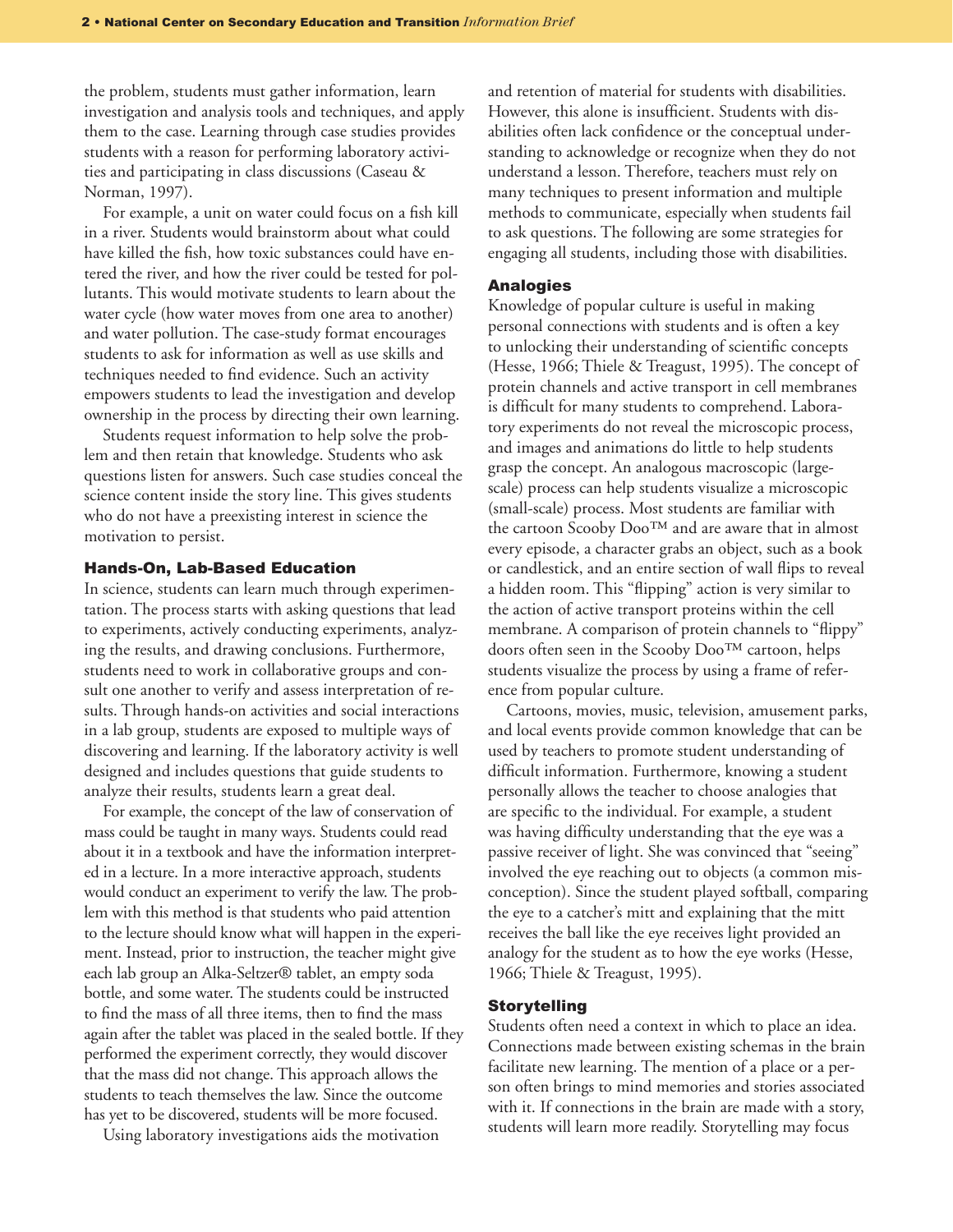the problem, students must gather information, learn investigation and analysis tools and techniques, and apply them to the case. Learning through case studies provides students with a reason for performing laboratory activities and participating in class discussions (Caseau & Norman, 1997).

For example, a unit on water could focus on a fish kill in a river. Students would brainstorm about what could have killed the fish, how toxic substances could have entered the river, and how the river could be tested for pollutants. This would motivate students to learn about the water cycle (how water moves from one area to another) and water pollution. The case-study format encourages students to ask for information as well as use skills and techniques needed to find evidence. Such an activity empowers students to lead the investigation and develop ownership in the process by directing their own learning.

Students request information to help solve the problem and then retain that knowledge. Students who ask questions listen for answers. Such case studies conceal the science content inside the story line. This gives students who do not have a preexisting interest in science the motivation to persist.

### Hands-On, Lab-Based Education

In science, students can learn much through experimentation. The process starts with asking questions that lead to experiments, actively conducting experiments, analyzing the results, and drawing conclusions. Furthermore, students need to work in collaborative groups and consult one another to verify and assess interpretation of results. Through hands-on activities and social interactions in a lab group, students are exposed to multiple ways of discovering and learning. If the laboratory activity is well designed and includes questions that guide students to analyze their results, students learn a great deal.

For example, the concept of the law of conservation of mass could be taught in many ways. Students could read about it in a textbook and have the information interpreted in a lecture. In a more interactive approach, students would conduct an experiment to verify the law. The problem with this method is that students who paid attention to the lecture should know what will happen in the experiment. Instead, prior to instruction, the teacher might give each lab group an Alka-Seltzer® tablet, an empty soda bottle, and some water. The students could be instructed to find the mass of all three items, then to find the mass again after the tablet was placed in the sealed bottle. If they performed the experiment correctly, they would discover that the mass did not change. This approach allows the students to teach themselves the law. Since the outcome has yet to be discovered, students will be more focused.

Using laboratory investigations aids the motivation and retention of material for students with disabilities. However, this alone is insufficient. Students with disabilities often lack confidence or the conceptual understanding to acknowledge or recognize when they do not understand a lesson. Therefore, teachers must rely on many techniques to present information and multiple methods to communicate, especially when students fail to ask questions. The following are some strategies for engaging all students, including those with disabilities.

### Analogies

Knowledge of popular culture is useful in making personal connections with students and is often a key to unlocking their understanding of scientific concepts (Hesse, 1966; Thiele & Treagust, 1995). The concept of protein channels and active transport in cell membranes is difficult for many students to comprehend. Laboratory experiments do not reveal the microscopic process, and images and animations do little to help students grasp the concept. An analogous macroscopic (large-scale) process can help students visualize a microscopic (small-scale) process. Most students are familiar with the cartoon Scooby Doo™ and are aware that in almost every episode, a character grabs an object, such as a book or candlestick, and an entire section of wall flips to reveal a hidden room. This "flipping" action is very similar to the action of active transport proteins within the cell membrane. A comparison of protein channels to "flippy" doors often seen in the Scooby Doo™ cartoon, helps students visualize the process by using a frame of reference from popular culture.

Cartoons, movies, music, television, amusement parks, and local events provide common knowledge that can be used by teachers to promote student understanding of difficult information. Furthermore, knowing a student personally allows the teacher to choose analogies that are specific to the individual. For example, a student was having difficulty understanding that the eye was a passive receiver of light. She was convinced that "seeing" involved the eye reaching out to objects (a common misconception). Since the student played softball, comparing the eye to a catcher's mitt and explaining that the mitt receives the ball like the eye receives light provided an analogy for the student as to how the eye works (Hesse, 1966; Thiele & Treagust, 1995).

### Storytelling

Students often need a context in which to place an idea. Connections made between existing schemas in the brain facilitate new learning. The mention of a place or a person often brings to mind memories and stories associated with it. If connections in the brain are made with a story, students will learn more readily. Storytelling may focus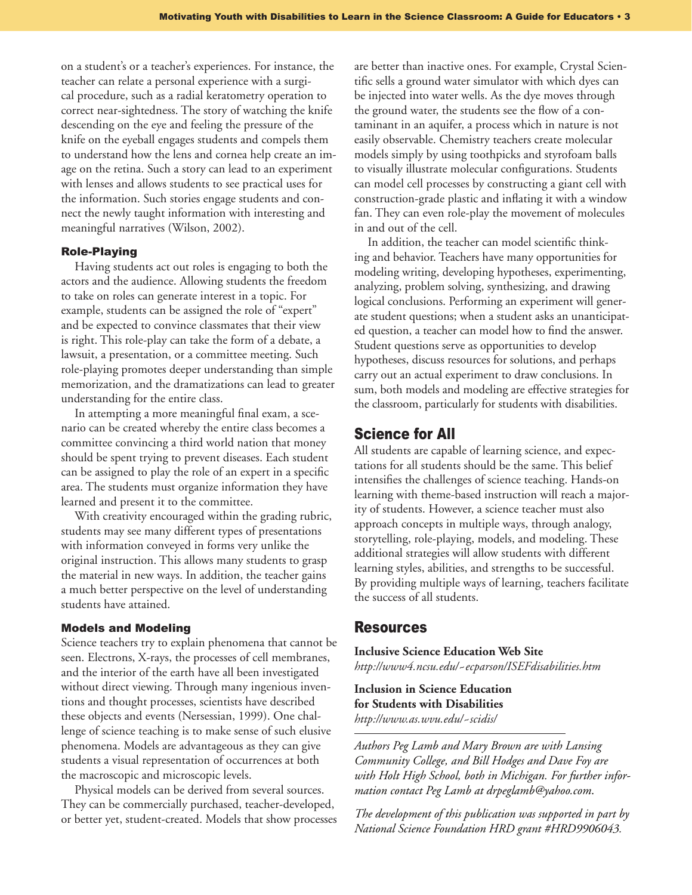on a student's or a teacher's experiences. For instance, the teacher can relate a personal experience with a surgical procedure, such as a radial keratometry operation to correct near-sightedness. The story of watching the knife descending on the eye and feeling the pressure of the knife on the eyeball engages students and compels them to understand how the lens and cornea help create an image on the retina. Such a story can lead to an experiment with lenses and allows students to see practical uses for the information. Such stories engage students and connect the newly taught information with interesting and meaningful narratives (Wilson, 2002).

### Role-Playing

Having students act out roles is engaging to both the actors and the audience. Allowing students the freedom to take on roles can generate interest in a topic. For example, students can be assigned the role of "expert" and be expected to convince classmates that their view is right. This role-play can take the form of a debate, a lawsuit, a presentation, or a committee meeting. Such role-playing promotes deeper understanding than simple memorization, and the dramatizations can lead to greater understanding for the entire class.

In attempting a more meaningful final exam, a scenario can be created whereby the entire class becomes a committee convincing a third world nation that money should be spent trying to prevent diseases. Each student can be assigned to play the role of an expert in a specific area. The students must organize information they have learned and present it to the committee.

With creativity encouraged within the grading rubric, students may see many different types of presentations with information conveyed in forms very unlike the original instruction. This allows many students to grasp the material in new ways. In addition, the teacher gains a much better perspective on the level of understanding students have attained.

### Models and Modeling

Science teachers try to explain phenomena that cannot be seen. Electrons, X-rays, the processes of cell membranes, and the interior of the earth have all been investigated without direct viewing. Through many ingenious inventions and thought processes, scientists have described these objects and events (Nersessian, 1999). One challenge of science teaching is to make sense of such elusive phenomena. Models are advantageous as they can give students a visual representation of occurrences at both the macroscopic and microscopic levels.

Physical models can be derived from several sources. They can be commercially purchased, teacher-developed, or better yet, student-created. Models that show processes are better than inactive ones. For example, Crystal Scientific sells a ground water simulator with which dyes can be injected into water wells. As the dye moves through the ground water, the students see the flow of a contaminant in an aquifer, a process which in nature is not easily observable. Chemistry teachers create molecular models simply by using toothpicks and styrofoam balls to visually illustrate molecular configurations. Students can model cell processes by constructing a giant cell with construction-grade plastic and inflating it with a window fan. They can even role-play the movement of molecules in and out of the cell.

In addition, the teacher can model scientific thinking and behavior. Teachers have many opportunities for modeling writing, developing hypotheses, experimenting, analyzing, problem solving, synthesizing, and drawing logical conclusions. Performing an experiment will generate student questions; when a student asks an unanticipated question, a teacher can model how to find the answer. Student questions serve as opportunities to develop hypotheses, discuss resources for solutions, and perhaps carry out an actual experiment to draw conclusions. In sum, both models and modeling are effective strategies for the classroom, particularly for students with disabilities.

## Science for All

All students are capable of learning science, and expectations for all students should be the same. This belief intensifies the challenges of science teaching. Hands-on learning with theme-based instruction will reach a majority of students. However, a science teacher must also approach concepts in multiple ways, through analogy, storytelling, role-playing, models, and modeling. These additional strategies will allow students with different learning styles, abilities, and strengths to be successful. By providing multiple ways of learning, teachers facilitate the success of all students.

## Resources

**Inclusive Science Education Web Site**
*http://www4.ncsu.edu/~ecparson/ISEFdisabilities.htm*

**Inclusion in Science Education for Students with Disabilities**
*http://www.as.wvu.edu/~scidis/*

---

*Authors Peg Lamb and Mary Brown are with Lansing Community College, and Bill Hodges and Dave Foy are with Holt High School, both in Michigan. For further information contact Peg Lamb at drpeglamb@yahoo.com.*

*The development of this publication was supported in part by National Science Foundation HRD grant #HRD9906043.*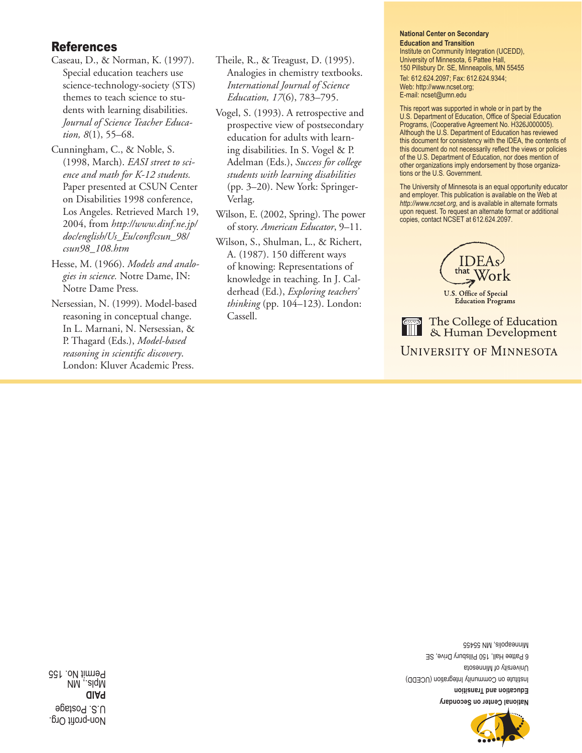## References

Caseau, D., & Norman, K. (1997). Special education teachers use science-technology-society (STS) themes to teach science to students with learning disabilities. *Journal of Science Teacher Education, 8*(1), 55–68.

Cunningham, C., & Noble, S. (1998, March). *EASI street to science and math for K-12 students.* Paper presented at CSUN Center on Disabilities 1998 conference, Los Angeles. Retrieved March 19, 2004, from *http://www.dinf.ne.jp/doc/english/Us_Eu/conf/csun_98/csun98_108.htm*

Hesse, M. (1966). *Models and analogies in science.* Notre Dame, IN: Notre Dame Press.

Nersessian, N. (1999). Model-based reasoning in conceptual change. In L. Marnani, N. Nersessian, & P. Thagard (Eds.), *Model-based reasoning in scientific discovery*. London: Kluver Academic Press.

Theile, R., & Treagust, D. (1995). Analogies in chemistry textbooks. *International Journal of Science Education, 17*(6), 783–795.

Vogel, S. (1993). A retrospective and prospective view of postsecondary education for adults with learning disabilities. In S. Vogel & P. Adelman (Eds.), *Success for college students with learning disabilities* (pp. 3–20). New York: Springer-Verlag.

Wilson, E. (2002, Spring). The power of story. *American Educator*, 9–11.

Wilson, S., Shulman, L., & Richert, A. (1987). 150 different ways of knowing: Representations of knowledge in teaching. In J. Calderhead (Ed.), *Exploring teachers' thinking* (pp. 104–123). London: Cassell.

**National Center on Secondary Education and Transition**
Institute on Community Integration (UCEDD), University of Minnesota, 6 Pattee Hall, 150 Pillsbury Dr. SE, Minneapolis, MN 55455
Tel: 612.624.2097; Fax: 612.624.9344; Web: http://www.ncset.org; E-mail: ncset@umn.edu

This report was supported in whole or in part by the U.S. Department of Education, Office of Special Education Programs, (Cooperative Agreement No. H326J000005). Although the U.S. Department of Education has reviewed this document for consistency with the IDEA, the contents of this document do not necessarily reflect the views or policies of the U.S. Department of Education, nor does mention of other organizations imply endorsement by those organizations or the U.S. Government.

The University of Minnesota is an equal opportunity educator and employer. This publication is available on the Web at *http://www.ncset.org*, and is available in alternate formats upon request. To request an alternate format or additional copies, contact NCSET at 612.624.2097.

IDEAs that Work
U.S. Office of Special Education Programs

The College of Education & Human Development
University of Minnesota

**National Center on Secondary Education and Transition**
Institute on Community Integration (UCEDD)
University of Minnesota
6 Pattee Hall, 150 Pillsbury Drive, SE
Minneapolis, MN 55455

Non-profit Org.
U.S. Postage
**PAID**
Mpls., MN
Permit No. 155